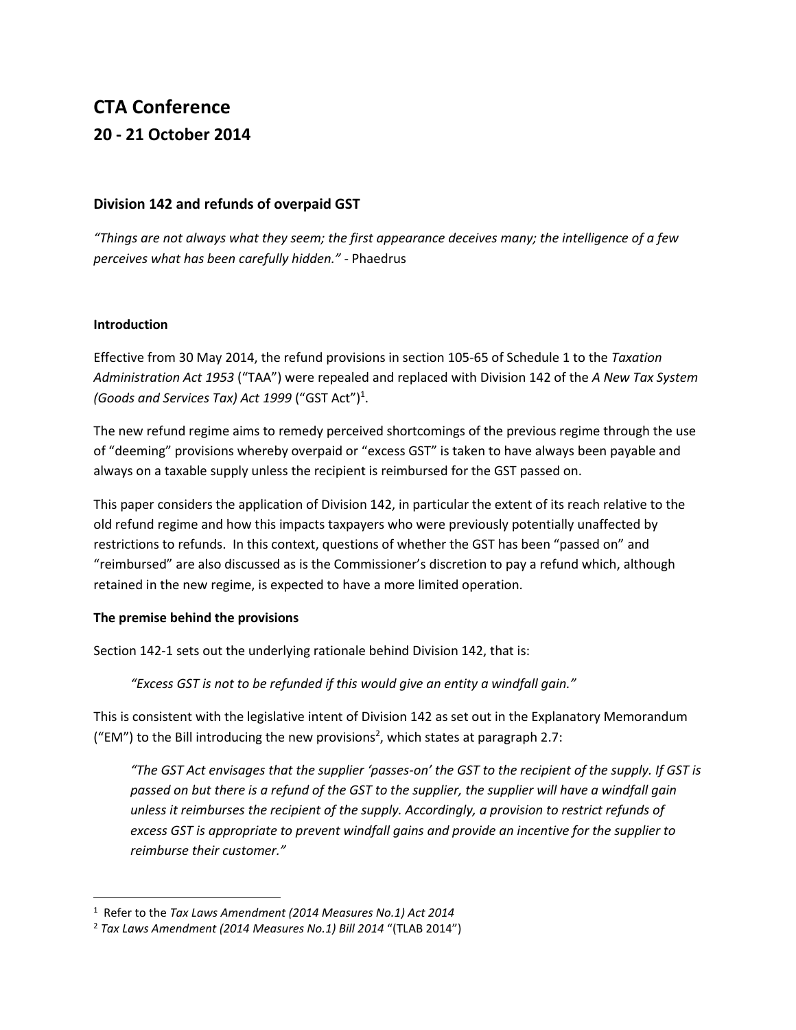# CTA Conference
## 20 - 21 October 2014

### Division 142 and refunds of overpaid GST

*"Things are not always what they seem; the first appearance deceives many; the intelligence of a few perceives what has been carefully hidden."* - Phaedrus

**Introduction**

Effective from 30 May 2014, the refund provisions in section 105-65 of Schedule 1 to the *Taxation Administration Act 1953* ("TAA") were repealed and replaced with Division 142 of the *A New Tax System (Goods and Services Tax) Act 1999* ("GST Act")[1].

The new refund regime aims to remedy perceived shortcomings of the previous regime through the use of "deeming" provisions whereby overpaid or "excess GST" is taken to have always been payable and always on a taxable supply unless the recipient is reimbursed for the GST passed on.

This paper considers the application of Division 142, in particular the extent of its reach relative to the old refund regime and how this impacts taxpayers who were previously potentially unaffected by restrictions to refunds. In this context, questions of whether the GST has been "passed on" and "reimbursed" are also discussed as is the Commissioner's discretion to pay a refund which, although retained in the new regime, is expected to have a more limited operation.

**The premise behind the provisions**

Section 142-1 sets out the underlying rationale behind Division 142, that is:

> *"Excess GST is not to be refunded if this would give an entity a windfall gain."*

This is consistent with the legislative intent of Division 142 as set out in the Explanatory Memorandum ("EM") to the Bill introducing the new provisions[2], which states at paragraph 2.7:

> *"The GST Act envisages that the supplier 'passes-on' the GST to the recipient of the supply. If GST is passed on but there is a refund of the GST to the supplier, the supplier will have a windfall gain unless it reimburses the recipient of the supply. Accordingly, a provision to restrict refunds of excess GST is appropriate to prevent windfall gains and provide an incentive for the supplier to reimburse their customer."*

---

[1] Refer to the *Tax Laws Amendment (2014 Measures No.1) Act 2014*

[2] *Tax Laws Amendment (2014 Measures No.1) Bill 2014* "(TLAB 2014")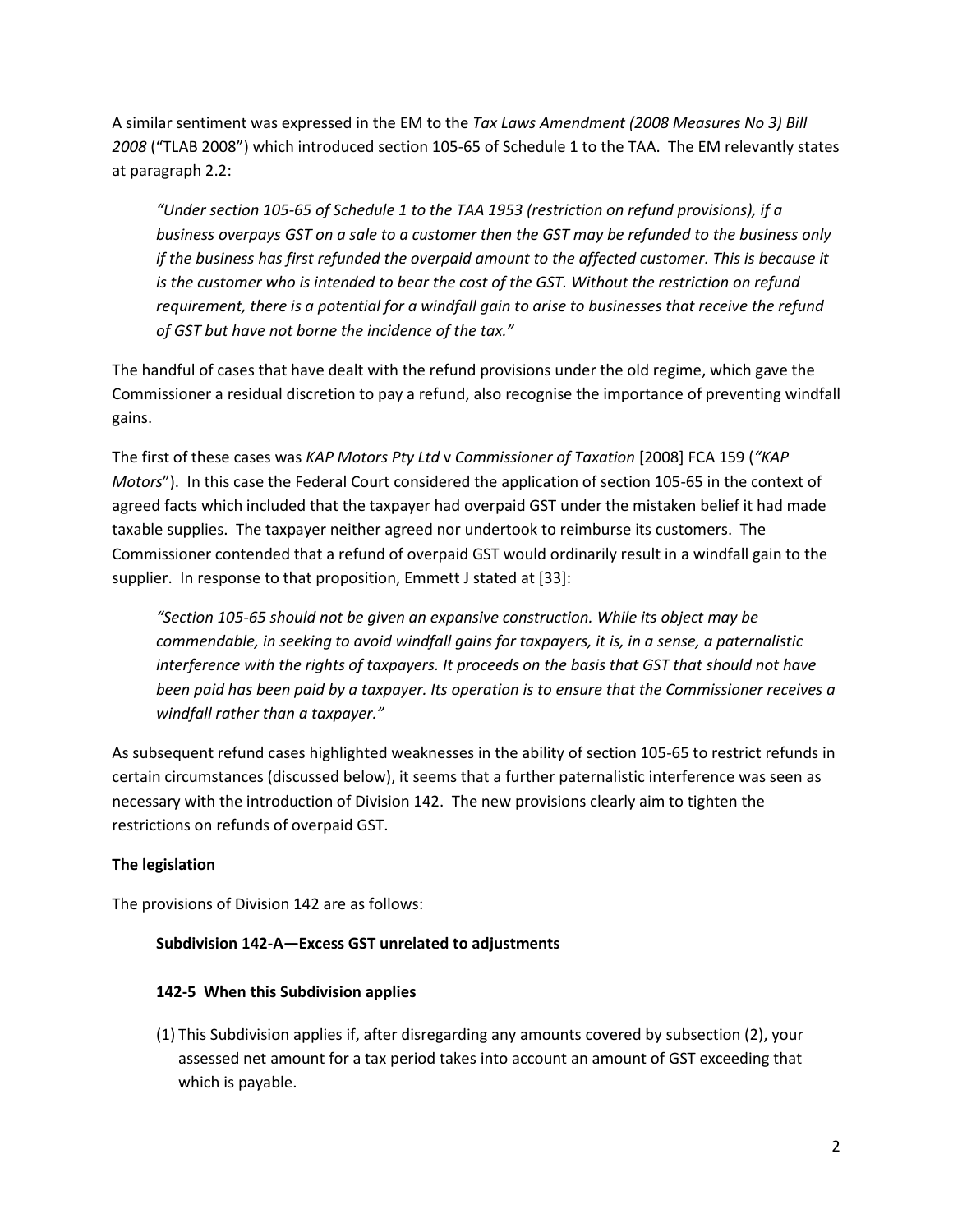A similar sentiment was expressed in the EM to the *Tax Laws Amendment (2008 Measures No 3) Bill 2008* ("TLAB 2008") which introduced section 105-65 of Schedule 1 to the TAA. The EM relevantly states at paragraph 2.2:

> *"Under section 105-65 of Schedule 1 to the TAA 1953 (restriction on refund provisions), if a business overpays GST on a sale to a customer then the GST may be refunded to the business only if the business has first refunded the overpaid amount to the affected customer. This is because it is the customer who is intended to bear the cost of the GST. Without the restriction on refund requirement, there is a potential for a windfall gain to arise to businesses that receive the refund of GST but have not borne the incidence of the tax."*

The handful of cases that have dealt with the refund provisions under the old regime, which gave the Commissioner a residual discretion to pay a refund, also recognise the importance of preventing windfall gains.

The first of these cases was *KAP Motors Pty Ltd* v *Commissioner of Taxation* [2008] FCA 159 (*"KAP Motors*"). In this case the Federal Court considered the application of section 105-65 in the context of agreed facts which included that the taxpayer had overpaid GST under the mistaken belief it had made taxable supplies. The taxpayer neither agreed nor undertook to reimburse its customers. The Commissioner contended that a refund of overpaid GST would ordinarily result in a windfall gain to the supplier. In response to that proposition, Emmett J stated at [33]:

> *"Section 105-65 should not be given an expansive construction. While its object may be commendable, in seeking to avoid windfall gains for taxpayers, it is, in a sense, a paternalistic interference with the rights of taxpayers. It proceeds on the basis that GST that should not have been paid has been paid by a taxpayer. Its operation is to ensure that the Commissioner receives a windfall rather than a taxpayer."*

As subsequent refund cases highlighted weaknesses in the ability of section 105-65 to restrict refunds in certain circumstances (discussed below), it seems that a further paternalistic interference was seen as necessary with the introduction of Division 142. The new provisions clearly aim to tighten the restrictions on refunds of overpaid GST.

**The legislation**

The provisions of Division 142 are as follows:

> **Subdivision 142-A—Excess GST unrelated to adjustments**
>
> **142-5 When this Subdivision applies**
>
> (1) This Subdivision applies if, after disregarding any amounts covered by subsection (2), your assessed net amount for a tax period takes into account an amount of GST exceeding that which is payable.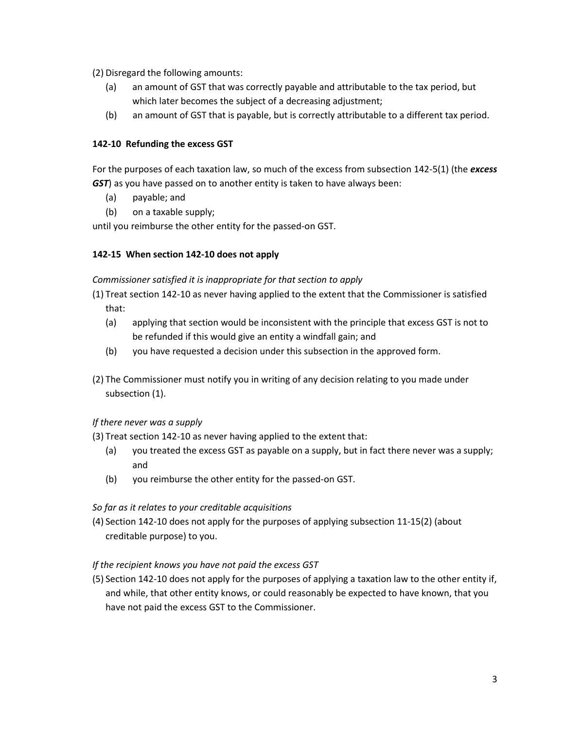(2) Disregard the following amounts:

(a) an amount of GST that was correctly payable and attributable to the tax period, but which later becomes the subject of a decreasing adjustment;

(b) an amount of GST that is payable, but is correctly attributable to a different tax period.

**142-10 Refunding the excess GST**

For the purposes of each taxation law, so much of the excess from subsection 142-5(1) (the ***excess GST***) as you have passed on to another entity is taken to have always been:

(a) payable; and

(b) on a taxable supply;

until you reimburse the other entity for the passed-on GST.

**142-15 When section 142-10 does not apply**

*Commissioner satisfied it is inappropriate for that section to apply*

(1) Treat section 142-10 as never having applied to the extent that the Commissioner is satisfied that:

(a) applying that section would be inconsistent with the principle that excess GST is not to be refunded if this would give an entity a windfall gain; and

(b) you have requested a decision under this subsection in the approved form.

(2) The Commissioner must notify you in writing of any decision relating to you made under subsection (1).

*If there never was a supply*

(3) Treat section 142-10 as never having applied to the extent that:

(a) you treated the excess GST as payable on a supply, but in fact there never was a supply; and

(b) you reimburse the other entity for the passed-on GST.

*So far as it relates to your creditable acquisitions*

(4) Section 142-10 does not apply for the purposes of applying subsection 11-15(2) (about creditable purpose) to you.

*If the recipient knows you have not paid the excess GST*

(5) Section 142-10 does not apply for the purposes of applying a taxation law to the other entity if, and while, that other entity knows, or could reasonably be expected to have known, that you have not paid the excess GST to the Commissioner.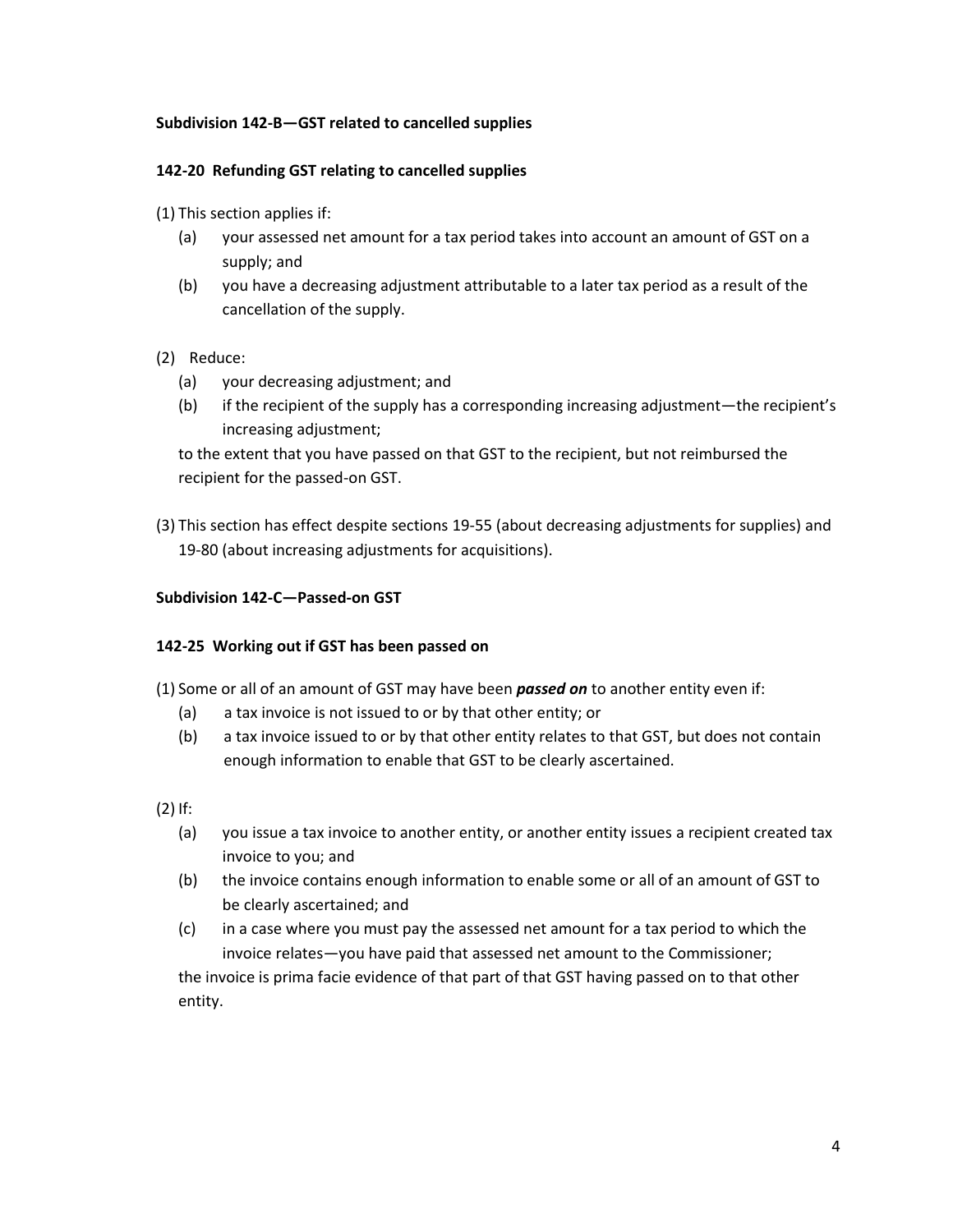**Subdivision 142-B—GST related to cancelled supplies**

**142-20 Refunding GST relating to cancelled supplies**

(1) This section applies if:

- (a) your assessed net amount for a tax period takes into account an amount of GST on a supply; and
- (b) you have a decreasing adjustment attributable to a later tax period as a result of the cancellation of the supply.

(2) Reduce:

- (a) your decreasing adjustment; and
- (b) if the recipient of the supply has a corresponding increasing adjustment—the recipient's increasing adjustment;

to the extent that you have passed on that GST to the recipient, but not reimbursed the recipient for the passed-on GST.

(3) This section has effect despite sections 19-55 (about decreasing adjustments for supplies) and 19-80 (about increasing adjustments for acquisitions).

**Subdivision 142-C—Passed-on GST**

**142-25 Working out if GST has been passed on**

(1) Some or all of an amount of GST may have been ***passed on*** to another entity even if:

- (a) a tax invoice is not issued to or by that other entity; or
- (b) a tax invoice issued to or by that other entity relates to that GST, but does not contain enough information to enable that GST to be clearly ascertained.

(2) If:

- (a) you issue a tax invoice to another entity, or another entity issues a recipient created tax invoice to you; and
- (b) the invoice contains enough information to enable some or all of an amount of GST to be clearly ascertained; and
- (c) in a case where you must pay the assessed net amount for a tax period to which the invoice relates—you have paid that assessed net amount to the Commissioner;

the invoice is prima facie evidence of that part of that GST having passed on to that other entity.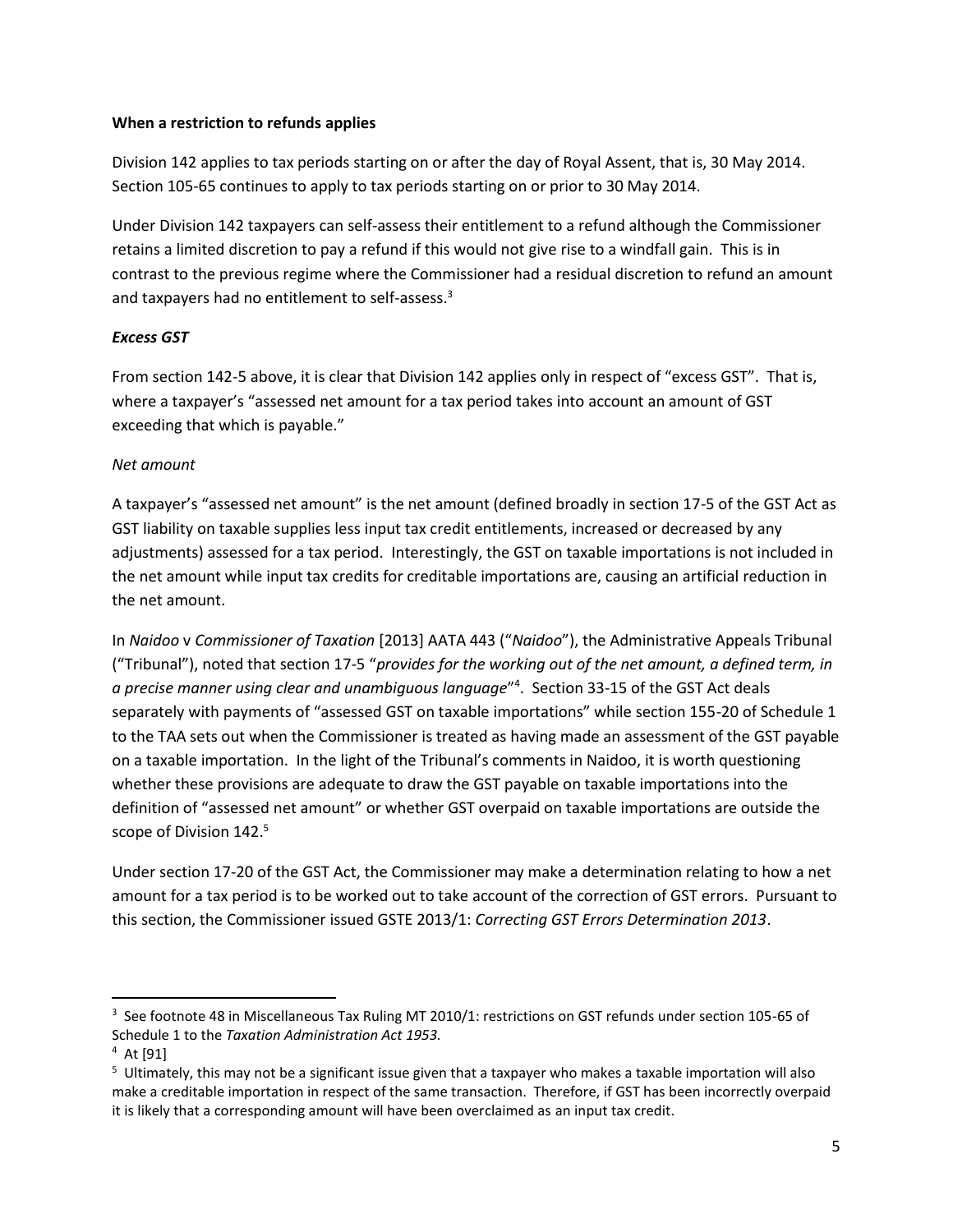**When a restriction to refunds applies**

Division 142 applies to tax periods starting on or after the day of Royal Assent, that is, 30 May 2014. Section 105-65 continues to apply to tax periods starting on or prior to 30 May 2014.

Under Division 142 taxpayers can self-assess their entitlement to a refund although the Commissioner retains a limited discretion to pay a refund if this would not give rise to a windfall gain. This is in contrast to the previous regime where the Commissioner had a residual discretion to refund an amount and taxpayers had no entitlement to self-assess.[3]

***Excess GST***

From section 142-5 above, it is clear that Division 142 applies only in respect of "excess GST". That is, where a taxpayer's "assessed net amount for a tax period takes into account an amount of GST exceeding that which is payable."

*Net amount*

A taxpayer's "assessed net amount" is the net amount (defined broadly in section 17-5 of the GST Act as GST liability on taxable supplies less input tax credit entitlements, increased or decreased by any adjustments) assessed for a tax period. Interestingly, the GST on taxable importations is not included in the net amount while input tax credits for creditable importations are, causing an artificial reduction in the net amount.

In *Naidoo* v *Commissioner of Taxation* [2013] AATA 443 ("*Naidoo*"), the Administrative Appeals Tribunal ("Tribunal"), noted that section 17-5 "*provides for the working out of the net amount, a defined term, in a precise manner using clear and unambiguous language*"[4]. Section 33-15 of the GST Act deals separately with payments of "assessed GST on taxable importations" while section 155-20 of Schedule 1 to the TAA sets out when the Commissioner is treated as having made an assessment of the GST payable on a taxable importation. In the light of the Tribunal's comments in Naidoo, it is worth questioning whether these provisions are adequate to draw the GST payable on taxable importations into the definition of "assessed net amount" or whether GST overpaid on taxable importations are outside the scope of Division 142.[5]

Under section 17-20 of the GST Act, the Commissioner may make a determination relating to how a net amount for a tax period is to be worked out to take account of the correction of GST errors. Pursuant to this section, the Commissioner issued GSTE 2013/1: *Correcting GST Errors Determination 2013*.

---

[3] See footnote 48 in Miscellaneous Tax Ruling MT 2010/1: restrictions on GST refunds under section 105-65 of Schedule 1 to the *Taxation Administration Act 1953.*

[4] At [91]

[5] Ultimately, this may not be a significant issue given that a taxpayer who makes a taxable importation will also make a creditable importation in respect of the same transaction. Therefore, if GST has been incorrectly overpaid it is likely that a corresponding amount will have been overclaimed as an input tax credit.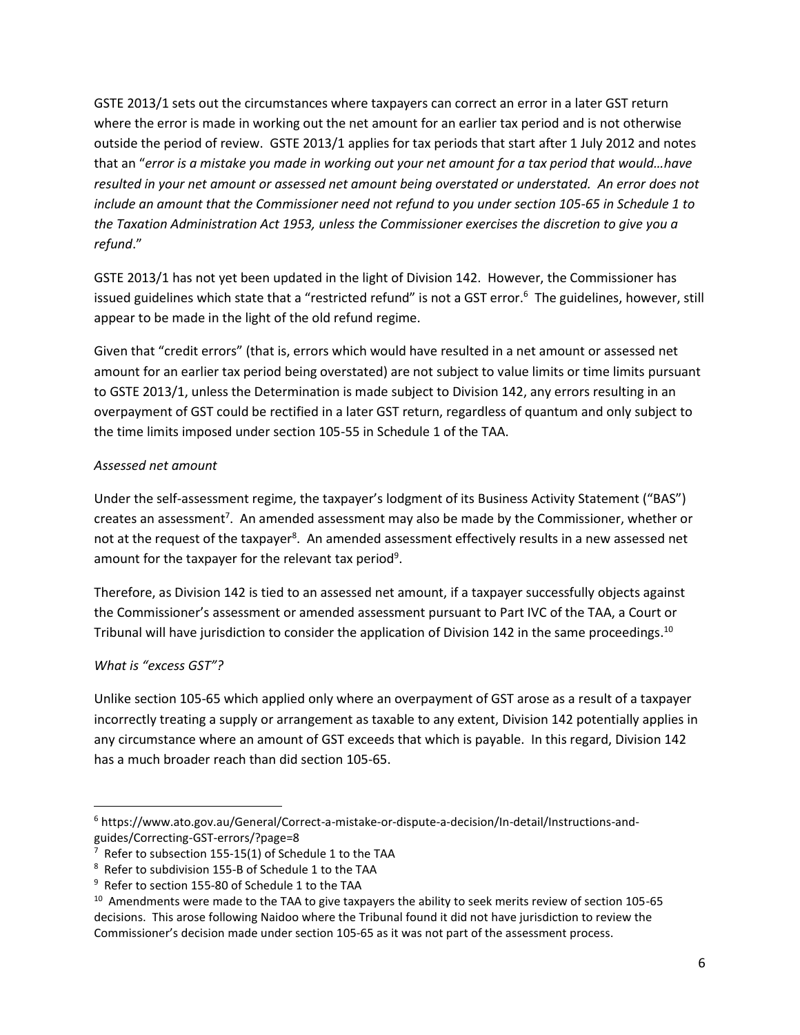GSTE 2013/1 sets out the circumstances where taxpayers can correct an error in a later GST return where the error is made in working out the net amount for an earlier tax period and is not otherwise outside the period of review. GSTE 2013/1 applies for tax periods that start after 1 July 2012 and notes that an "*error is a mistake you made in working out your net amount for a tax period that would…have resulted in your net amount or assessed net amount being overstated or understated. An error does not include an amount that the Commissioner need not refund to you under section 105-65 in Schedule 1 to the Taxation Administration Act 1953, unless the Commissioner exercises the discretion to give you a refund*."

GSTE 2013/1 has not yet been updated in the light of Division 142. However, the Commissioner has issued guidelines which state that a "restricted refund" is not a GST error.[6] The guidelines, however, still appear to be made in the light of the old refund regime.

Given that "credit errors" (that is, errors which would have resulted in a net amount or assessed net amount for an earlier tax period being overstated) are not subject to value limits or time limits pursuant to GSTE 2013/1, unless the Determination is made subject to Division 142, any errors resulting in an overpayment of GST could be rectified in a later GST return, regardless of quantum and only subject to the time limits imposed under section 105-55 in Schedule 1 of the TAA.

*Assessed net amount*

Under the self-assessment regime, the taxpayer's lodgment of its Business Activity Statement ("BAS") creates an assessment[7]. An amended assessment may also be made by the Commissioner, whether or not at the request of the taxpayer[8]. An amended assessment effectively results in a new assessed net amount for the taxpayer for the relevant tax period[9].

Therefore, as Division 142 is tied to an assessed net amount, if a taxpayer successfully objects against the Commissioner's assessment or amended assessment pursuant to Part IVC of the TAA, a Court or Tribunal will have jurisdiction to consider the application of Division 142 in the same proceedings.[10]

*What is "excess GST"?*

Unlike section 105-65 which applied only where an overpayment of GST arose as a result of a taxpayer incorrectly treating a supply or arrangement as taxable to any extent, Division 142 potentially applies in any circumstance where an amount of GST exceeds that which is payable. In this regard, Division 142 has a much broader reach than did section 105-65.

---

[6] https://www.ato.gov.au/General/Correct-a-mistake-or-dispute-a-decision/In-detail/Instructions-and-guides/Correcting-GST-errors/?page=8

[7] Refer to subsection 155-15(1) of Schedule 1 to the TAA

[8] Refer to subdivision 155-B of Schedule 1 to the TAA

[9] Refer to section 155-80 of Schedule 1 to the TAA

[10] Amendments were made to the TAA to give taxpayers the ability to seek merits review of section 105-65 decisions. This arose following Naidoo where the Tribunal found it did not have jurisdiction to review the Commissioner's decision made under section 105-65 as it was not part of the assessment process.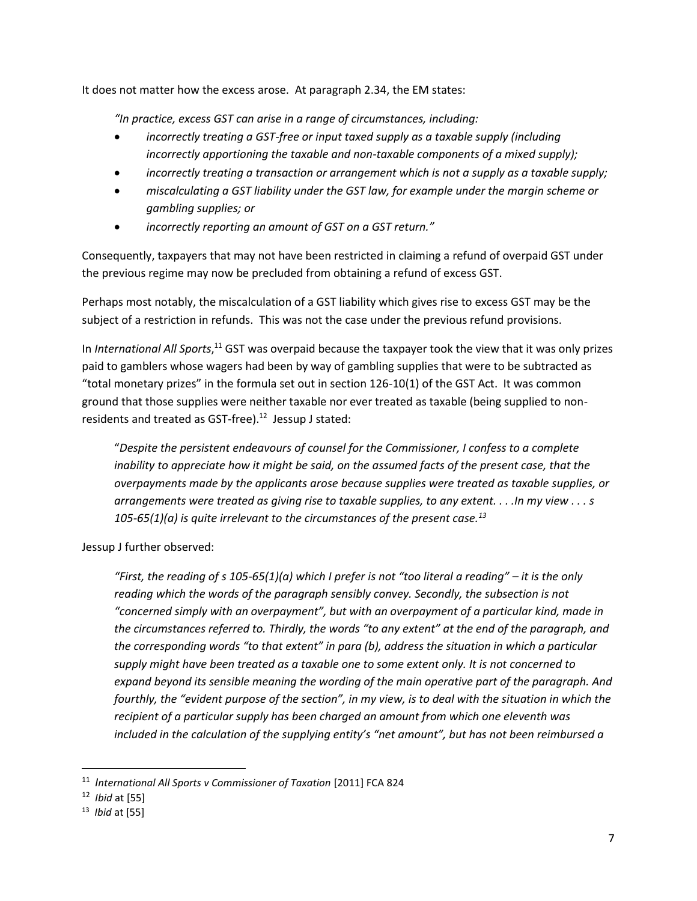It does not matter how the excess arose. At paragraph 2.34, the EM states:

> *"In practice, excess GST can arise in a range of circumstances, including:*
>
> - *incorrectly treating a GST-free or input taxed supply as a taxable supply (including incorrectly apportioning the taxable and non-taxable components of a mixed supply);*
> - *incorrectly treating a transaction or arrangement which is not a supply as a taxable supply;*
> - *miscalculating a GST liability under the GST law, for example under the margin scheme or gambling supplies; or*
> - *incorrectly reporting an amount of GST on a GST return."*

Consequently, taxpayers that may not have been restricted in claiming a refund of overpaid GST under the previous regime may now be precluded from obtaining a refund of excess GST.

Perhaps most notably, the miscalculation of a GST liability which gives rise to excess GST may be the subject of a restriction in refunds. This was not the case under the previous refund provisions.

In *International All Sports*,[11] GST was overpaid because the taxpayer took the view that it was only prizes paid to gamblers whose wagers had been by way of gambling supplies that were to be subtracted as "total monetary prizes" in the formula set out in section 126-10(1) of the GST Act. It was common ground that those supplies were neither taxable nor ever treated as taxable (being supplied to non-residents and treated as GST-free).[12] Jessup J stated:

> "*Despite the persistent endeavours of counsel for the Commissioner, I confess to a complete inability to appreciate how it might be said, on the assumed facts of the present case, that the overpayments made by the applicants arose because supplies were treated as taxable supplies, or arrangements were treated as giving rise to taxable supplies, to any extent. . . .In my view . . . s 105-65(1)(a) is quite irrelevant to the circumstances of the present case.*[13]

Jessup J further observed:

> *"First, the reading of s 105-65(1)(a) which I prefer is not "too literal a reading" – it is the only reading which the words of the paragraph sensibly convey. Secondly, the subsection is not "concerned simply with an overpayment", but with an overpayment of a particular kind, made in the circumstances referred to. Thirdly, the words "to any extent" at the end of the paragraph, and the corresponding words "to that extent" in para (b), address the situation in which a particular supply might have been treated as a taxable one to some extent only. It is not concerned to expand beyond its sensible meaning the wording of the main operative part of the paragraph. And fourthly, the "evident purpose of the section", in my view, is to deal with the situation in which the recipient of a particular supply has been charged an amount from which one eleventh was included in the calculation of the supplying entity's "net amount", but has not been reimbursed a*

---

[11] *International All Sports v Commissioner of Taxation* [2011] FCA 824

[12] *Ibid* at [55]

[13] *Ibid* at [55]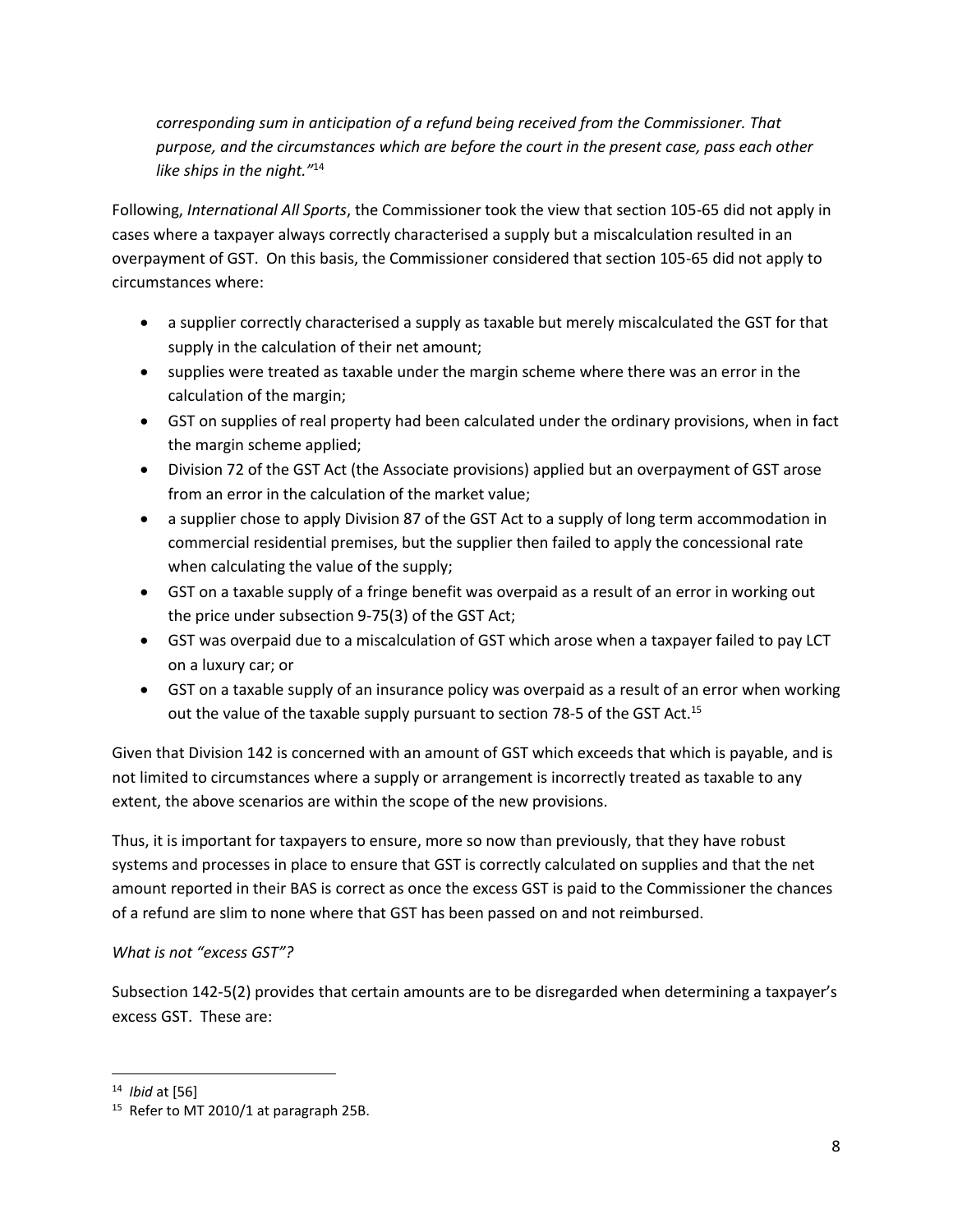*corresponding sum in anticipation of a refund being received from the Commissioner. That purpose, and the circumstances which are before the court in the present case, pass each other like ships in the night."*[14]

Following, *International All Sports*, the Commissioner took the view that section 105-65 did not apply in cases where a taxpayer always correctly characterised a supply but a miscalculation resulted in an overpayment of GST. On this basis, the Commissioner considered that section 105-65 did not apply to circumstances where:

- a supplier correctly characterised a supply as taxable but merely miscalculated the GST for that supply in the calculation of their net amount;
- supplies were treated as taxable under the margin scheme where there was an error in the calculation of the margin;
- GST on supplies of real property had been calculated under the ordinary provisions, when in fact the margin scheme applied;
- Division 72 of the GST Act (the Associate provisions) applied but an overpayment of GST arose from an error in the calculation of the market value;
- a supplier chose to apply Division 87 of the GST Act to a supply of long term accommodation in commercial residential premises, but the supplier then failed to apply the concessional rate when calculating the value of the supply;
- GST on a taxable supply of a fringe benefit was overpaid as a result of an error in working out the price under subsection 9-75(3) of the GST Act;
- GST was overpaid due to a miscalculation of GST which arose when a taxpayer failed to pay LCT on a luxury car; or
- GST on a taxable supply of an insurance policy was overpaid as a result of an error when working out the value of the taxable supply pursuant to section 78-5 of the GST Act.[15]

Given that Division 142 is concerned with an amount of GST which exceeds that which is payable, and is not limited to circumstances where a supply or arrangement is incorrectly treated as taxable to any extent, the above scenarios are within the scope of the new provisions.

Thus, it is important for taxpayers to ensure, more so now than previously, that they have robust systems and processes in place to ensure that GST is correctly calculated on supplies and that the net amount reported in their BAS is correct as once the excess GST is paid to the Commissioner the chances of a refund are slim to none where that GST has been passed on and not reimbursed.

*What is not "excess GST"?*

Subsection 142-5(2) provides that certain amounts are to be disregarded when determining a taxpayer's excess GST. These are:

---

[14] *Ibid* at [56]

[15] Refer to MT 2010/1 at paragraph 25B.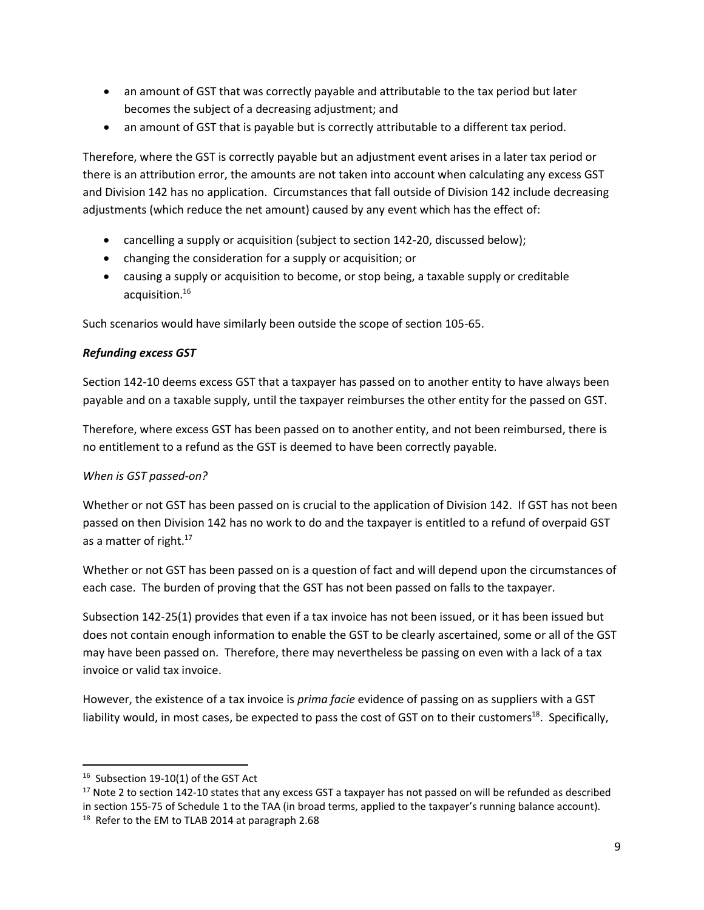- an amount of GST that was correctly payable and attributable to the tax period but later becomes the subject of a decreasing adjustment; and
- an amount of GST that is payable but is correctly attributable to a different tax period.

Therefore, where the GST is correctly payable but an adjustment event arises in a later tax period or there is an attribution error, the amounts are not taken into account when calculating any excess GST and Division 142 has no application. Circumstances that fall outside of Division 142 include decreasing adjustments (which reduce the net amount) caused by any event which has the effect of:

- cancelling a supply or acquisition (subject to section 142-20, discussed below);
- changing the consideration for a supply or acquisition; or
- causing a supply or acquisition to become, or stop being, a taxable supply or creditable acquisition.[16]

Such scenarios would have similarly been outside the scope of section 105-65.

### ***Refunding excess GST***

Section 142-10 deems excess GST that a taxpayer has passed on to another entity to have always been payable and on a taxable supply, until the taxpayer reimburses the other entity for the passed on GST.

Therefore, where excess GST has been passed on to another entity, and not been reimbursed, there is no entitlement to a refund as the GST is deemed to have been correctly payable.

#### *When is GST passed-on?*

Whether or not GST has been passed on is crucial to the application of Division 142. If GST has not been passed on then Division 142 has no work to do and the taxpayer is entitled to a refund of overpaid GST as a matter of right.[17]

Whether or not GST has been passed on is a question of fact and will depend upon the circumstances of each case. The burden of proving that the GST has not been passed on falls to the taxpayer.

Subsection 142-25(1) provides that even if a tax invoice has not been issued, or it has been issued but does not contain enough information to enable the GST to be clearly ascertained, some or all of the GST may have been passed on. Therefore, there may nevertheless be passing on even with a lack of a tax invoice or valid tax invoice.

However, the existence of a tax invoice is *prima facie* evidence of passing on as suppliers with a GST liability would, in most cases, be expected to pass the cost of GST on to their customers[18]. Specifically,

---

[16] Subsection 19-10(1) of the GST Act

[17] Note 2 to section 142-10 states that any excess GST a taxpayer has not passed on will be refunded as described in section 155-75 of Schedule 1 to the TAA (in broad terms, applied to the taxpayer's running balance account).

[18] Refer to the EM to TLAB 2014 at paragraph 2.68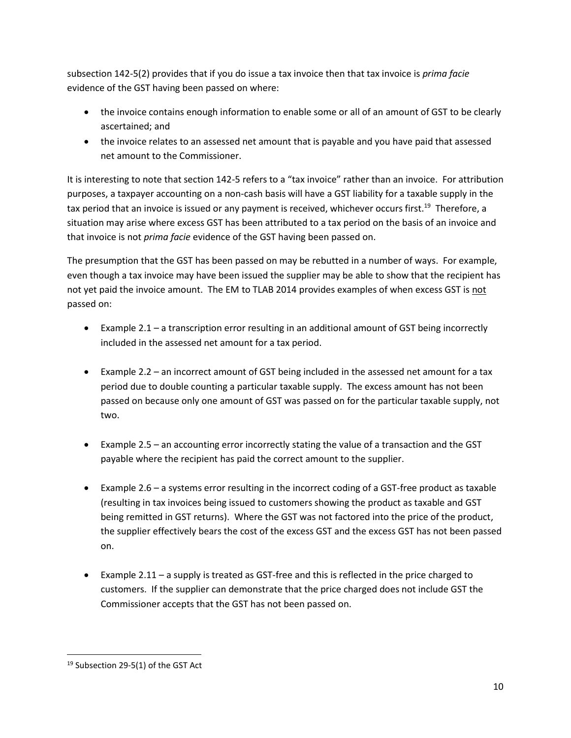subsection 142-5(2) provides that if you do issue a tax invoice then that tax invoice is *prima facie* evidence of the GST having been passed on where:

- the invoice contains enough information to enable some or all of an amount of GST to be clearly ascertained; and
- the invoice relates to an assessed net amount that is payable and you have paid that assessed net amount to the Commissioner.

It is interesting to note that section 142-5 refers to a "tax invoice" rather than an invoice. For attribution purposes, a taxpayer accounting on a non-cash basis will have a GST liability for a taxable supply in the tax period that an invoice is issued or any payment is received, whichever occurs first.[19] Therefore, a situation may arise where excess GST has been attributed to a tax period on the basis of an invoice and that invoice is not *prima facie* evidence of the GST having been passed on.

The presumption that the GST has been passed on may be rebutted in a number of ways. For example, even though a tax invoice may have been issued the supplier may be able to show that the recipient has not yet paid the invoice amount. The EM to TLAB 2014 provides examples of when excess GST is <u>not</u> passed on:

- Example 2.1 – a transcription error resulting in an additional amount of GST being incorrectly included in the assessed net amount for a tax period.

- Example 2.2 – an incorrect amount of GST being included in the assessed net amount for a tax period due to double counting a particular taxable supply. The excess amount has not been passed on because only one amount of GST was passed on for the particular taxable supply, not two.

- Example 2.5 – an accounting error incorrectly stating the value of a transaction and the GST payable where the recipient has paid the correct amount to the supplier.

- Example 2.6 – a systems error resulting in the incorrect coding of a GST-free product as taxable (resulting in tax invoices being issued to customers showing the product as taxable and GST being remitted in GST returns). Where the GST was not factored into the price of the product, the supplier effectively bears the cost of the excess GST and the excess GST has not been passed on.

- Example 2.11 – a supply is treated as GST-free and this is reflected in the price charged to customers. If the supplier can demonstrate that the price charged does not include GST the Commissioner accepts that the GST has not been passed on.

[19] Subsection 29-5(1) of the GST Act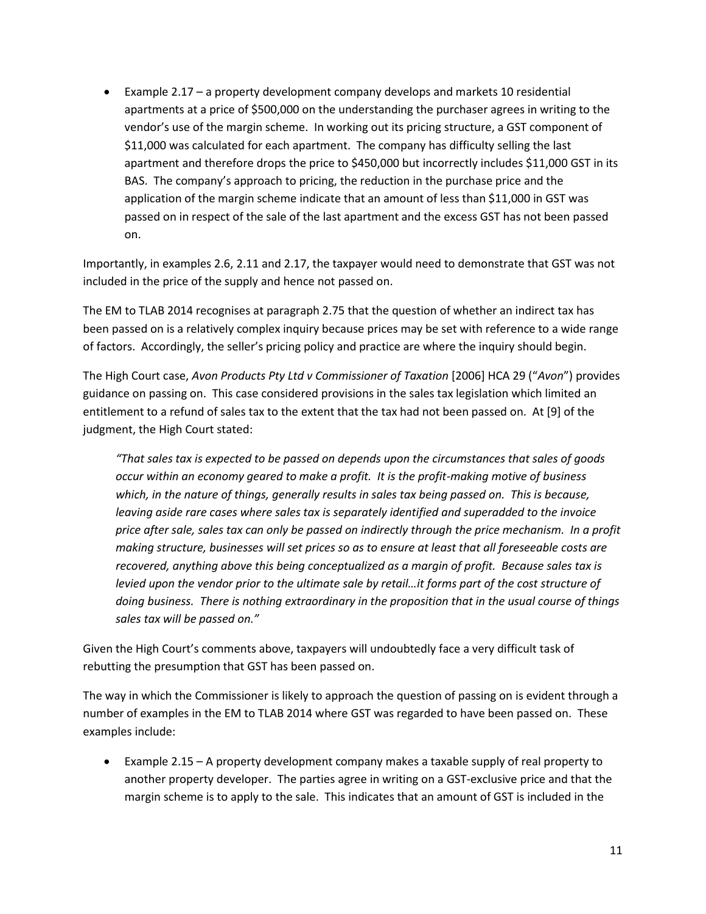- Example 2.17 – a property development company develops and markets 10 residential apartments at a price of $500,000 on the understanding the purchaser agrees in writing to the vendor's use of the margin scheme. In working out its pricing structure, a GST component of $11,000 was calculated for each apartment. The company has difficulty selling the last apartment and therefore drops the price to $450,000 but incorrectly includes $11,000 GST in its BAS. The company's approach to pricing, the reduction in the purchase price and the application of the margin scheme indicate that an amount of less than $11,000 in GST was passed on in respect of the sale of the last apartment and the excess GST has not been passed on.

Importantly, in examples 2.6, 2.11 and 2.17, the taxpayer would need to demonstrate that GST was not included in the price of the supply and hence not passed on.

The EM to TLAB 2014 recognises at paragraph 2.75 that the question of whether an indirect tax has been passed on is a relatively complex inquiry because prices may be set with reference to a wide range of factors. Accordingly, the seller's pricing policy and practice are where the inquiry should begin.

The High Court case, *Avon Products Pty Ltd v Commissioner of Taxation* [2006] HCA 29 ("*Avon*") provides guidance on passing on. This case considered provisions in the sales tax legislation which limited an entitlement to a refund of sales tax to the extent that the tax had not been passed on. At [9] of the judgment, the High Court stated:

> *"That sales tax is expected to be passed on depends upon the circumstances that sales of goods occur within an economy geared to make a profit. It is the profit-making motive of business which, in the nature of things, generally results in sales tax being passed on. This is because, leaving aside rare cases where sales tax is separately identified and superadded to the invoice price after sale, sales tax can only be passed on indirectly through the price mechanism. In a profit making structure, businesses will set prices so as to ensure at least that all foreseeable costs are recovered, anything above this being conceptualized as a margin of profit. Because sales tax is levied upon the vendor prior to the ultimate sale by retail…it forms part of the cost structure of doing business. There is nothing extraordinary in the proposition that in the usual course of things sales tax will be passed on."*

Given the High Court's comments above, taxpayers will undoubtedly face a very difficult task of rebutting the presumption that GST has been passed on.

The way in which the Commissioner is likely to approach the question of passing on is evident through a number of examples in the EM to TLAB 2014 where GST was regarded to have been passed on. These examples include:

- Example 2.15 – A property development company makes a taxable supply of real property to another property developer. The parties agree in writing on a GST-exclusive price and that the margin scheme is to apply to the sale. This indicates that an amount of GST is included in the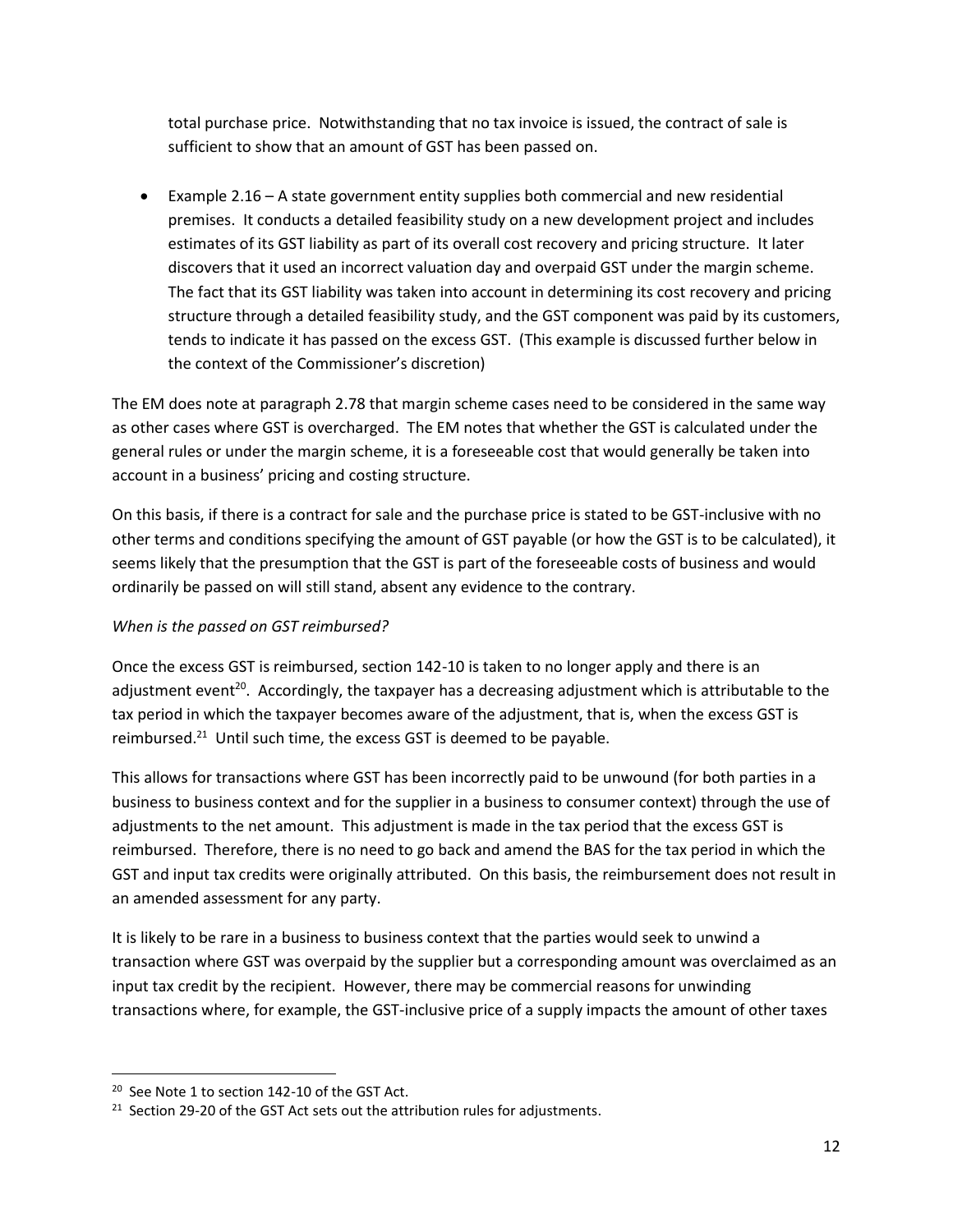total purchase price. Notwithstanding that no tax invoice is issued, the contract of sale is sufficient to show that an amount of GST has been passed on.

- Example 2.16 – A state government entity supplies both commercial and new residential premises. It conducts a detailed feasibility study on a new development project and includes estimates of its GST liability as part of its overall cost recovery and pricing structure. It later discovers that it used an incorrect valuation day and overpaid GST under the margin scheme. The fact that its GST liability was taken into account in determining its cost recovery and pricing structure through a detailed feasibility study, and the GST component was paid by its customers, tends to indicate it has passed on the excess GST. (This example is discussed further below in the context of the Commissioner's discretion)

The EM does note at paragraph 2.78 that margin scheme cases need to be considered in the same way as other cases where GST is overcharged. The EM notes that whether the GST is calculated under the general rules or under the margin scheme, it is a foreseeable cost that would generally be taken into account in a business' pricing and costing structure.

On this basis, if there is a contract for sale and the purchase price is stated to be GST-inclusive with no other terms and conditions specifying the amount of GST payable (or how the GST is to be calculated), it seems likely that the presumption that the GST is part of the foreseeable costs of business and would ordinarily be passed on will still stand, absent any evidence to the contrary.

*When is the passed on GST reimbursed?*

Once the excess GST is reimbursed, section 142-10 is taken to no longer apply and there is an adjustment event[20]. Accordingly, the taxpayer has a decreasing adjustment which is attributable to the tax period in which the taxpayer becomes aware of the adjustment, that is, when the excess GST is reimbursed.[21] Until such time, the excess GST is deemed to be payable.

This allows for transactions where GST has been incorrectly paid to be unwound (for both parties in a business to business context and for the supplier in a business to consumer context) through the use of adjustments to the net amount. This adjustment is made in the tax period that the excess GST is reimbursed. Therefore, there is no need to go back and amend the BAS for the tax period in which the GST and input tax credits were originally attributed. On this basis, the reimbursement does not result in an amended assessment for any party.

It is likely to be rare in a business to business context that the parties would seek to unwind a transaction where GST was overpaid by the supplier but a corresponding amount was overclaimed as an input tax credit by the recipient. However, there may be commercial reasons for unwinding transactions where, for example, the GST-inclusive price of a supply impacts the amount of other taxes

[20] See Note 1 to section 142-10 of the GST Act.

[21] Section 29-20 of the GST Act sets out the attribution rules for adjustments.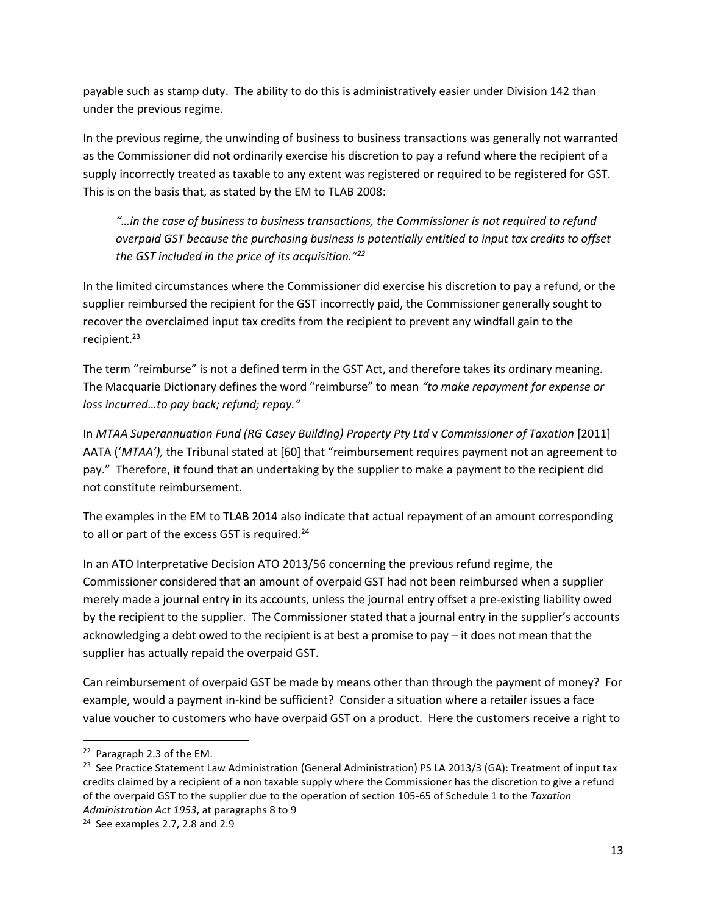payable such as stamp duty. The ability to do this is administratively easier under Division 142 than under the previous regime.

In the previous regime, the unwinding of business to business transactions was generally not warranted as the Commissioner did not ordinarily exercise his discretion to pay a refund where the recipient of a supply incorrectly treated as taxable to any extent was registered or required to be registered for GST. This is on the basis that, as stated by the EM to TLAB 2008:

> *"…in the case of business to business transactions, the Commissioner is not required to refund overpaid GST because the purchasing business is potentially entitled to input tax credits to offset the GST included in the price of its acquisition."*[22]

In the limited circumstances where the Commissioner did exercise his discretion to pay a refund, or the supplier reimbursed the recipient for the GST incorrectly paid, the Commissioner generally sought to recover the overclaimed input tax credits from the recipient to prevent any windfall gain to the recipient.[23]

The term "reimburse" is not a defined term in the GST Act, and therefore takes its ordinary meaning. The Macquarie Dictionary defines the word "reimburse" to mean *"to make repayment for expense or loss incurred…to pay back; refund; repay."*

In *MTAA Superannuation Fund (RG Casey Building) Property Pty Ltd* v *Commissioner of Taxation* [2011] AATA ('*MTAA'),* the Tribunal stated at [60] that "reimbursement requires payment not an agreement to pay." Therefore, it found that an undertaking by the supplier to make a payment to the recipient did not constitute reimbursement.

The examples in the EM to TLAB 2014 also indicate that actual repayment of an amount corresponding to all or part of the excess GST is required.[24]

In an ATO Interpretative Decision ATO 2013/56 concerning the previous refund regime, the Commissioner considered that an amount of overpaid GST had not been reimbursed when a supplier merely made a journal entry in its accounts, unless the journal entry offset a pre-existing liability owed by the recipient to the supplier. The Commissioner stated that a journal entry in the supplier's accounts acknowledging a debt owed to the recipient is at best a promise to pay – it does not mean that the supplier has actually repaid the overpaid GST.

Can reimbursement of overpaid GST be made by means other than through the payment of money? For example, would a payment in-kind be sufficient? Consider a situation where a retailer issues a face value voucher to customers who have overpaid GST on a product. Here the customers receive a right to

---

[22] Paragraph 2.3 of the EM.

[23] See Practice Statement Law Administration (General Administration) PS LA 2013/3 (GA): Treatment of input tax credits claimed by a recipient of a non taxable supply where the Commissioner has the discretion to give a refund of the overpaid GST to the supplier due to the operation of section 105-65 of Schedule 1 to the *Taxation Administration Act 1953*, at paragraphs 8 to 9

[24] See examples 2.7, 2.8 and 2.9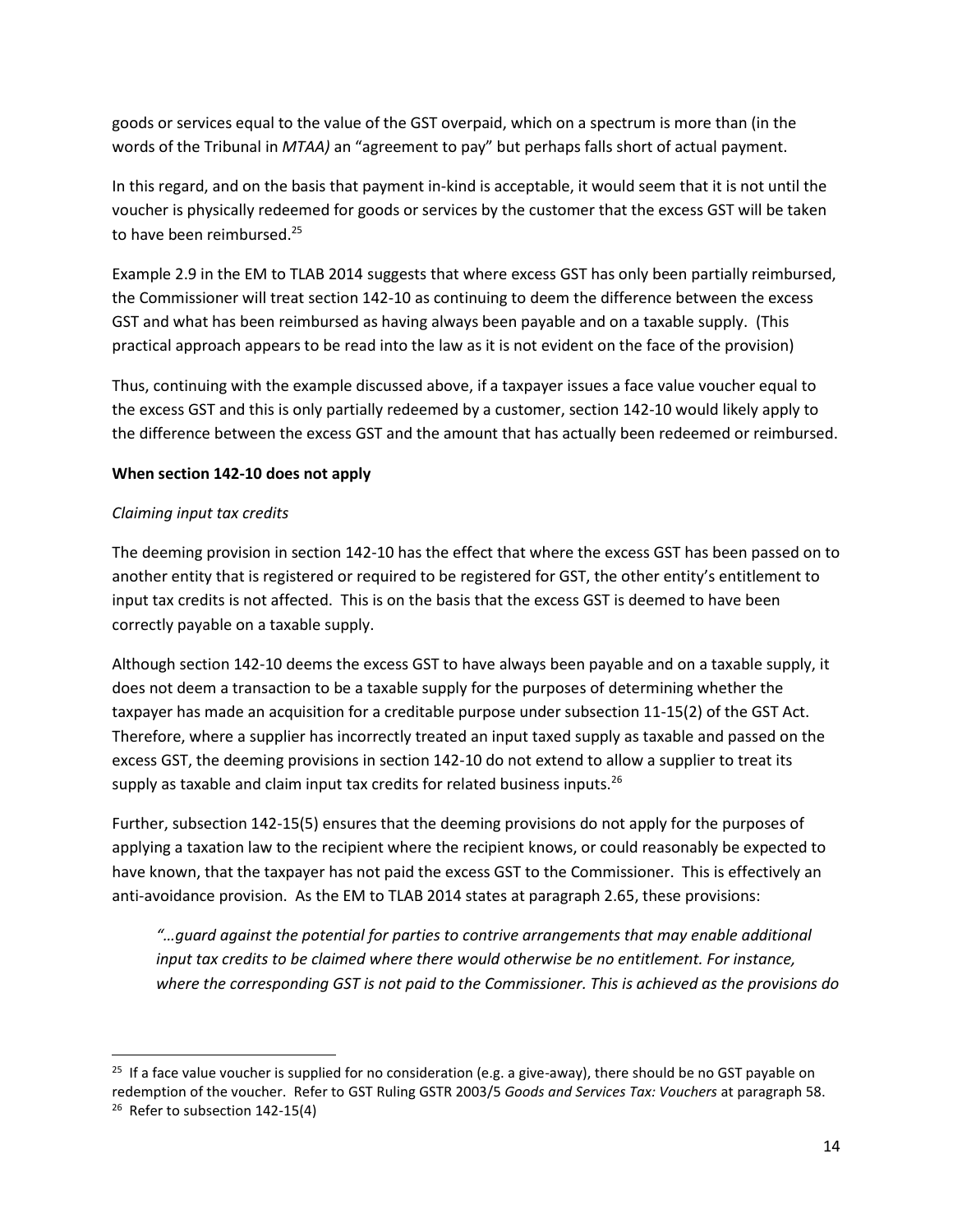goods or services equal to the value of the GST overpaid, which on a spectrum is more than (in the words of the Tribunal in *MTAA)* an "agreement to pay" but perhaps falls short of actual payment.

In this regard, and on the basis that payment in-kind is acceptable, it would seem that it is not until the voucher is physically redeemed for goods or services by the customer that the excess GST will be taken to have been reimbursed.[25]

Example 2.9 in the EM to TLAB 2014 suggests that where excess GST has only been partially reimbursed, the Commissioner will treat section 142-10 as continuing to deem the difference between the excess GST and what has been reimbursed as having always been payable and on a taxable supply. (This practical approach appears to be read into the law as it is not evident on the face of the provision)

Thus, continuing with the example discussed above, if a taxpayer issues a face value voucher equal to the excess GST and this is only partially redeemed by a customer, section 142-10 would likely apply to the difference between the excess GST and the amount that has actually been redeemed or reimbursed.

**When section 142-10 does not apply**

*Claiming input tax credits*

The deeming provision in section 142-10 has the effect that where the excess GST has been passed on to another entity that is registered or required to be registered for GST, the other entity's entitlement to input tax credits is not affected. This is on the basis that the excess GST is deemed to have been correctly payable on a taxable supply.

Although section 142-10 deems the excess GST to have always been payable and on a taxable supply, it does not deem a transaction to be a taxable supply for the purposes of determining whether the taxpayer has made an acquisition for a creditable purpose under subsection 11-15(2) of the GST Act. Therefore, where a supplier has incorrectly treated an input taxed supply as taxable and passed on the excess GST, the deeming provisions in section 142-10 do not extend to allow a supplier to treat its supply as taxable and claim input tax credits for related business inputs.[26]

Further, subsection 142-15(5) ensures that the deeming provisions do not apply for the purposes of applying a taxation law to the recipient where the recipient knows, or could reasonably be expected to have known, that the taxpayer has not paid the excess GST to the Commissioner. This is effectively an anti-avoidance provision. As the EM to TLAB 2014 states at paragraph 2.65, these provisions:

> *"…guard against the potential for parties to contrive arrangements that may enable additional input tax credits to be claimed where there would otherwise be no entitlement. For instance, where the corresponding GST is not paid to the Commissioner. This is achieved as the provisions do*

---

[25] If a face value voucher is supplied for no consideration (e.g. a give-away), there should be no GST payable on redemption of the voucher. Refer to GST Ruling GSTR 2003/5 *Goods and Services Tax: Vouchers* at paragraph 58.

[26] Refer to subsection 142-15(4)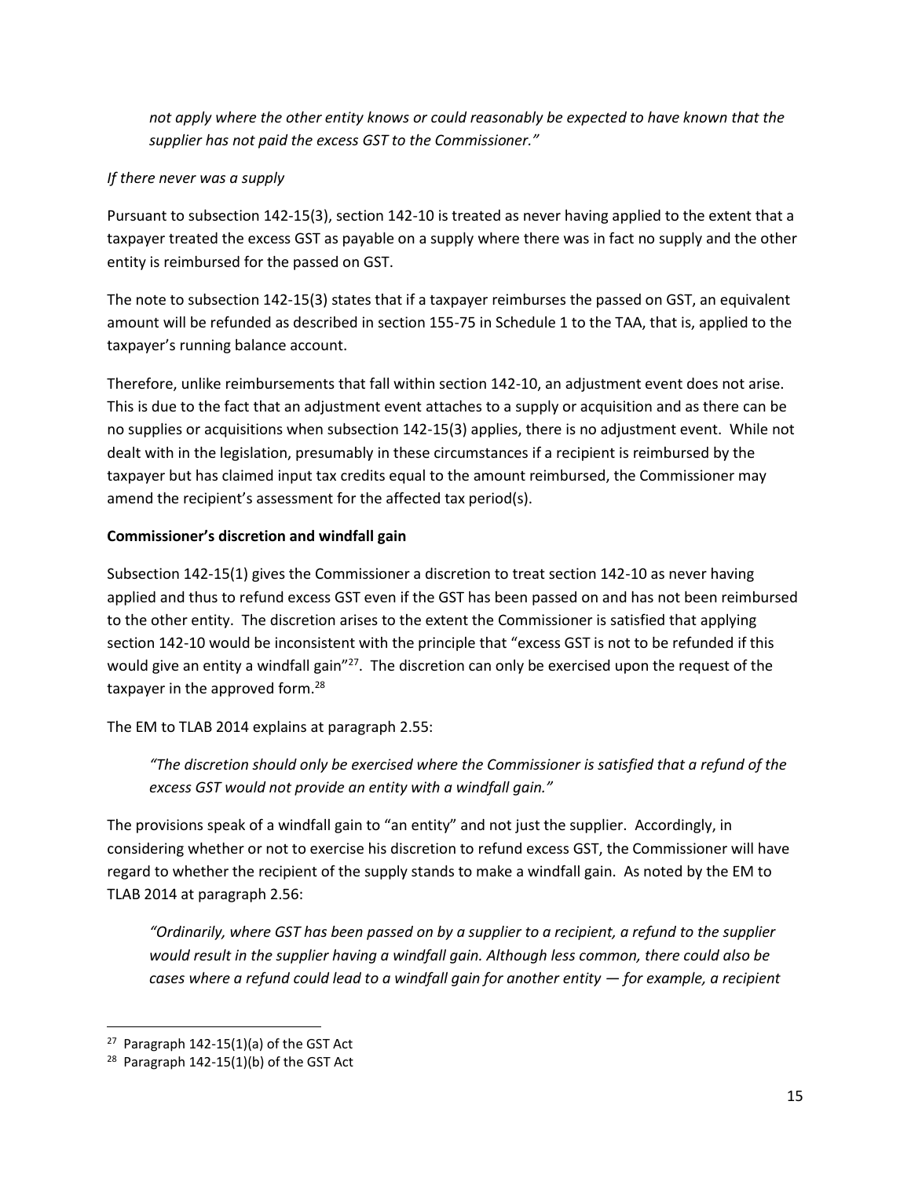*not apply where the other entity knows or could reasonably be expected to have known that the supplier has not paid the excess GST to the Commissioner."*

*If there never was a supply*

Pursuant to subsection 142-15(3), section 142-10 is treated as never having applied to the extent that a taxpayer treated the excess GST as payable on a supply where there was in fact no supply and the other entity is reimbursed for the passed on GST.

The note to subsection 142-15(3) states that if a taxpayer reimburses the passed on GST, an equivalent amount will be refunded as described in section 155-75 in Schedule 1 to the TAA, that is, applied to the taxpayer's running balance account.

Therefore, unlike reimbursements that fall within section 142-10, an adjustment event does not arise. This is due to the fact that an adjustment event attaches to a supply or acquisition and as there can be no supplies or acquisitions when subsection 142-15(3) applies, there is no adjustment event. While not dealt with in the legislation, presumably in these circumstances if a recipient is reimbursed by the taxpayer but has claimed input tax credits equal to the amount reimbursed, the Commissioner may amend the recipient's assessment for the affected tax period(s).

**Commissioner's discretion and windfall gain**

Subsection 142-15(1) gives the Commissioner a discretion to treat section 142-10 as never having applied and thus to refund excess GST even if the GST has been passed on and has not been reimbursed to the other entity. The discretion arises to the extent the Commissioner is satisfied that applying section 142-10 would be inconsistent with the principle that "excess GST is not to be refunded if this would give an entity a windfall gain"[27]. The discretion can only be exercised upon the request of the taxpayer in the approved form.[28]

The EM to TLAB 2014 explains at paragraph 2.55:

> *"The discretion should only be exercised where the Commissioner is satisfied that a refund of the excess GST would not provide an entity with a windfall gain."*

The provisions speak of a windfall gain to "an entity" and not just the supplier. Accordingly, in considering whether or not to exercise his discretion to refund excess GST, the Commissioner will have regard to whether the recipient of the supply stands to make a windfall gain. As noted by the EM to TLAB 2014 at paragraph 2.56:

> *"Ordinarily, where GST has been passed on by a supplier to a recipient, a refund to the supplier would result in the supplier having a windfall gain. Although less common, there could also be cases where a refund could lead to a windfall gain for another entity — for example, a recipient*

---

[27] Paragraph 142-15(1)(a) of the GST Act

[28] Paragraph 142-15(1)(b) of the GST Act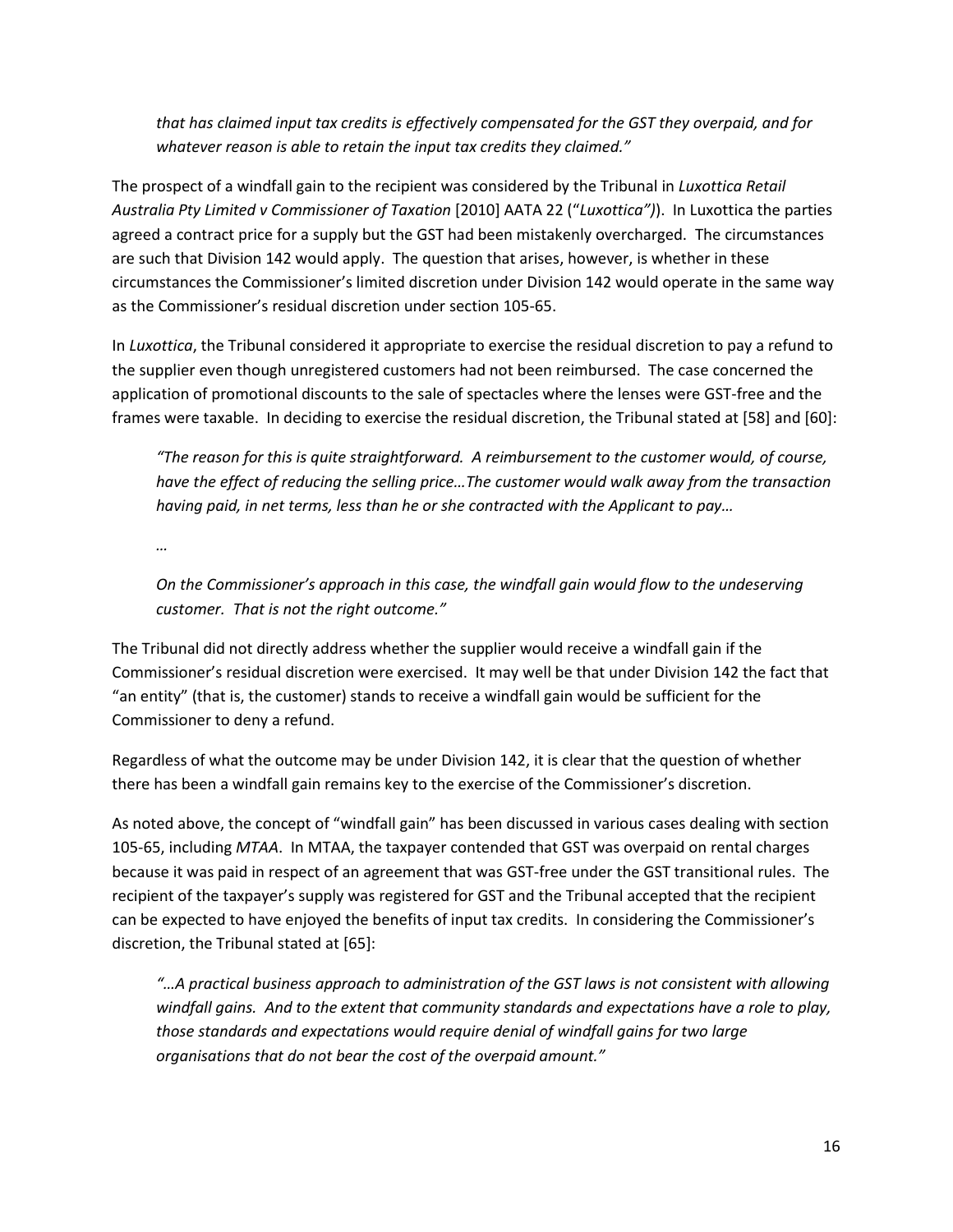*that has claimed input tax credits is effectively compensated for the GST they overpaid, and for whatever reason is able to retain the input tax credits they claimed."*

The prospect of a windfall gain to the recipient was considered by the Tribunal in *Luxottica Retail Australia Pty Limited v Commissioner of Taxation* [2010] AATA 22 ("*Luxottica")*). In Luxottica the parties agreed a contract price for a supply but the GST had been mistakenly overcharged. The circumstances are such that Division 142 would apply. The question that arises, however, is whether in these circumstances the Commissioner's limited discretion under Division 142 would operate in the same way as the Commissioner's residual discretion under section 105-65.

In *Luxottica*, the Tribunal considered it appropriate to exercise the residual discretion to pay a refund to the supplier even though unregistered customers had not been reimbursed. The case concerned the application of promotional discounts to the sale of spectacles where the lenses were GST-free and the frames were taxable. In deciding to exercise the residual discretion, the Tribunal stated at [58] and [60]:

> *"The reason for this is quite straightforward. A reimbursement to the customer would, of course, have the effect of reducing the selling price…The customer would walk away from the transaction having paid, in net terms, less than he or she contracted with the Applicant to pay…*
>
> *…*
>
> *On the Commissioner's approach in this case, the windfall gain would flow to the undeserving customer. That is not the right outcome."*

The Tribunal did not directly address whether the supplier would receive a windfall gain if the Commissioner's residual discretion were exercised. It may well be that under Division 142 the fact that "an entity" (that is, the customer) stands to receive a windfall gain would be sufficient for the Commissioner to deny a refund.

Regardless of what the outcome may be under Division 142, it is clear that the question of whether there has been a windfall gain remains key to the exercise of the Commissioner's discretion.

As noted above, the concept of "windfall gain" has been discussed in various cases dealing with section 105-65, including *MTAA*. In MTAA, the taxpayer contended that GST was overpaid on rental charges because it was paid in respect of an agreement that was GST-free under the GST transitional rules. The recipient of the taxpayer's supply was registered for GST and the Tribunal accepted that the recipient can be expected to have enjoyed the benefits of input tax credits. In considering the Commissioner's discretion, the Tribunal stated at [65]:

> *"…A practical business approach to administration of the GST laws is not consistent with allowing windfall gains. And to the extent that community standards and expectations have a role to play, those standards and expectations would require denial of windfall gains for two large organisations that do not bear the cost of the overpaid amount."*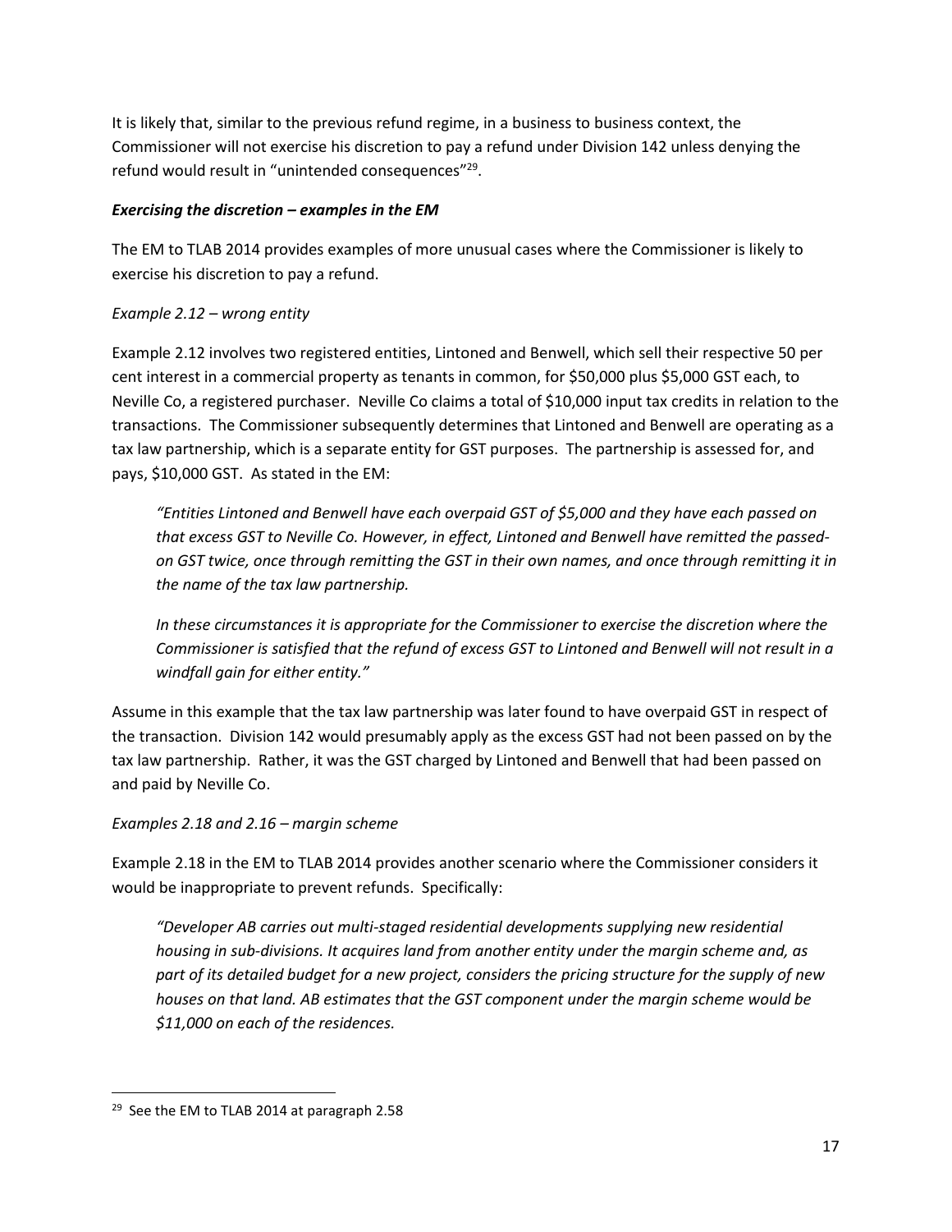It is likely that, similar to the previous refund regime, in a business to business context, the Commissioner will not exercise his discretion to pay a refund under Division 142 unless denying the refund would result in "unintended consequences"[29].

***Exercising the discretion – examples in the EM***

The EM to TLAB 2014 provides examples of more unusual cases where the Commissioner is likely to exercise his discretion to pay a refund.

*Example 2.12 – wrong entity*

Example 2.12 involves two registered entities, Lintoned and Benwell, which sell their respective 50 per cent interest in a commercial property as tenants in common, for $50,000 plus $5,000 GST each, to Neville Co, a registered purchaser. Neville Co claims a total of $10,000 input tax credits in relation to the transactions. The Commissioner subsequently determines that Lintoned and Benwell are operating as a tax law partnership, which is a separate entity for GST purposes. The partnership is assessed for, and pays, $10,000 GST. As stated in the EM:

> *"Entities Lintoned and Benwell have each overpaid GST of $5,000 and they have each passed on that excess GST to Neville Co. However, in effect, Lintoned and Benwell have remitted the passed-on GST twice, once through remitting the GST in their own names, and once through remitting it in the name of the tax law partnership.*
>
> *In these circumstances it is appropriate for the Commissioner to exercise the discretion where the Commissioner is satisfied that the refund of excess GST to Lintoned and Benwell will not result in a windfall gain for either entity."*

Assume in this example that the tax law partnership was later found to have overpaid GST in respect of the transaction. Division 142 would presumably apply as the excess GST had not been passed on by the tax law partnership. Rather, it was the GST charged by Lintoned and Benwell that had been passed on and paid by Neville Co.

*Examples 2.18 and 2.16 – margin scheme*

Example 2.18 in the EM to TLAB 2014 provides another scenario where the Commissioner considers it would be inappropriate to prevent refunds. Specifically:

> *"Developer AB carries out multi-staged residential developments supplying new residential housing in sub-divisions. It acquires land from another entity under the margin scheme and, as part of its detailed budget for a new project, considers the pricing structure for the supply of new houses on that land. AB estimates that the GST component under the margin scheme would be $11,000 on each of the residences.*

[29] See the EM to TLAB 2014 at paragraph 2.58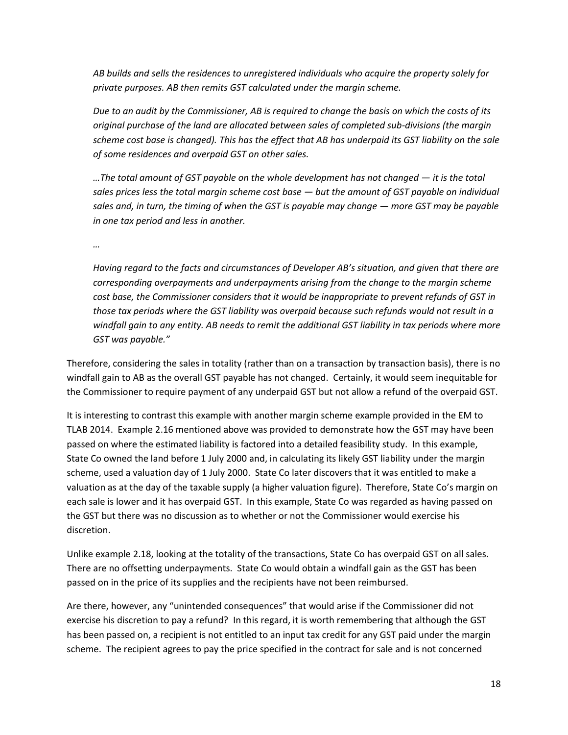*AB builds and sells the residences to unregistered individuals who acquire the property solely for private purposes. AB then remits GST calculated under the margin scheme.*

*Due to an audit by the Commissioner, AB is required to change the basis on which the costs of its original purchase of the land are allocated between sales of completed sub-divisions (the margin scheme cost base is changed). This has the effect that AB has underpaid its GST liability on the sale of some residences and overpaid GST on other sales.*

*…The total amount of GST payable on the whole development has not changed — it is the total sales prices less the total margin scheme cost base — but the amount of GST payable on individual sales and, in turn, the timing of when the GST is payable may change — more GST may be payable in one tax period and less in another.*

*…*

*Having regard to the facts and circumstances of Developer AB's situation, and given that there are corresponding overpayments and underpayments arising from the change to the margin scheme cost base, the Commissioner considers that it would be inappropriate to prevent refunds of GST in those tax periods where the GST liability was overpaid because such refunds would not result in a windfall gain to any entity. AB needs to remit the additional GST liability in tax periods where more GST was payable."*

Therefore, considering the sales in totality (rather than on a transaction by transaction basis), there is no windfall gain to AB as the overall GST payable has not changed. Certainly, it would seem inequitable for the Commissioner to require payment of any underpaid GST but not allow a refund of the overpaid GST.

It is interesting to contrast this example with another margin scheme example provided in the EM to TLAB 2014. Example 2.16 mentioned above was provided to demonstrate how the GST may have been passed on where the estimated liability is factored into a detailed feasibility study. In this example, State Co owned the land before 1 July 2000 and, in calculating its likely GST liability under the margin scheme, used a valuation day of 1 July 2000. State Co later discovers that it was entitled to make a valuation as at the day of the taxable supply (a higher valuation figure). Therefore, State Co's margin on each sale is lower and it has overpaid GST. In this example, State Co was regarded as having passed on the GST but there was no discussion as to whether or not the Commissioner would exercise his discretion.

Unlike example 2.18, looking at the totality of the transactions, State Co has overpaid GST on all sales. There are no offsetting underpayments. State Co would obtain a windfall gain as the GST has been passed on in the price of its supplies and the recipients have not been reimbursed.

Are there, however, any "unintended consequences" that would arise if the Commissioner did not exercise his discretion to pay a refund? In this regard, it is worth remembering that although the GST has been passed on, a recipient is not entitled to an input tax credit for any GST paid under the margin scheme. The recipient agrees to pay the price specified in the contract for sale and is not concerned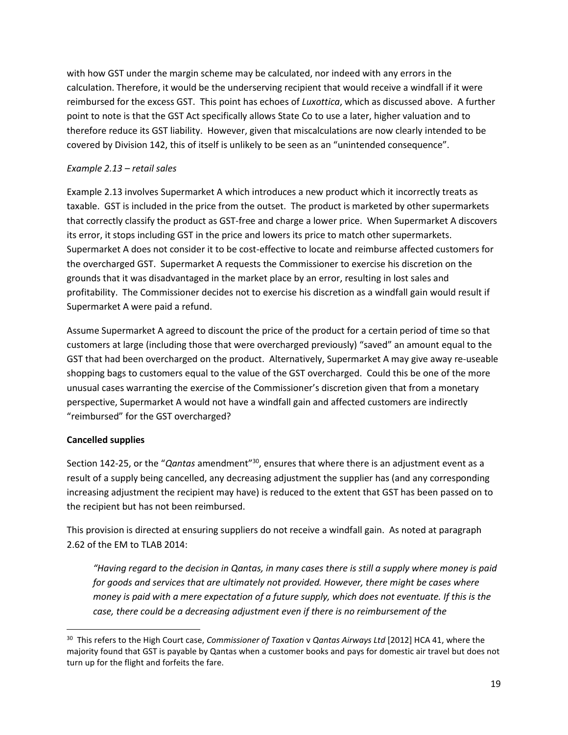with how GST under the margin scheme may be calculated, nor indeed with any errors in the calculation. Therefore, it would be the underserving recipient that would receive a windfall if it were reimbursed for the excess GST. This point has echoes of *Luxottica*, which as discussed above. A further point to note is that the GST Act specifically allows State Co to use a later, higher valuation and to therefore reduce its GST liability. However, given that miscalculations are now clearly intended to be covered by Division 142, this of itself is unlikely to be seen as an "unintended consequence".

*Example 2.13 – retail sales*

Example 2.13 involves Supermarket A which introduces a new product which it incorrectly treats as taxable. GST is included in the price from the outset. The product is marketed by other supermarkets that correctly classify the product as GST-free and charge a lower price. When Supermarket A discovers its error, it stops including GST in the price and lowers its price to match other supermarkets. Supermarket A does not consider it to be cost-effective to locate and reimburse affected customers for the overcharged GST. Supermarket A requests the Commissioner to exercise his discretion on the grounds that it was disadvantaged in the market place by an error, resulting in lost sales and profitability. The Commissioner decides not to exercise his discretion as a windfall gain would result if Supermarket A were paid a refund.

Assume Supermarket A agreed to discount the price of the product for a certain period of time so that customers at large (including those that were overcharged previously) "saved" an amount equal to the GST that had been overcharged on the product. Alternatively, Supermarket A may give away re-useable shopping bags to customers equal to the value of the GST overcharged. Could this be one of the more unusual cases warranting the exercise of the Commissioner's discretion given that from a monetary perspective, Supermarket A would not have a windfall gain and affected customers are indirectly "reimbursed" for the GST overcharged?

**Cancelled supplies**

Section 142-25, or the "*Qantas* amendment"[30], ensures that where there is an adjustment event as a result of a supply being cancelled, any decreasing adjustment the supplier has (and any corresponding increasing adjustment the recipient may have) is reduced to the extent that GST has been passed on to the recipient but has not been reimbursed.

This provision is directed at ensuring suppliers do not receive a windfall gain. As noted at paragraph 2.62 of the EM to TLAB 2014:

> *"Having regard to the decision in Qantas, in many cases there is still a supply where money is paid for goods and services that are ultimately not provided. However, there might be cases where money is paid with a mere expectation of a future supply, which does not eventuate. If this is the case, there could be a decreasing adjustment even if there is no reimbursement of the*

[30] This refers to the High Court case, *Commissioner of Taxation* v *Qantas Airways Ltd* [2012] HCA 41, where the majority found that GST is payable by Qantas when a customer books and pays for domestic air travel but does not turn up for the flight and forfeits the fare.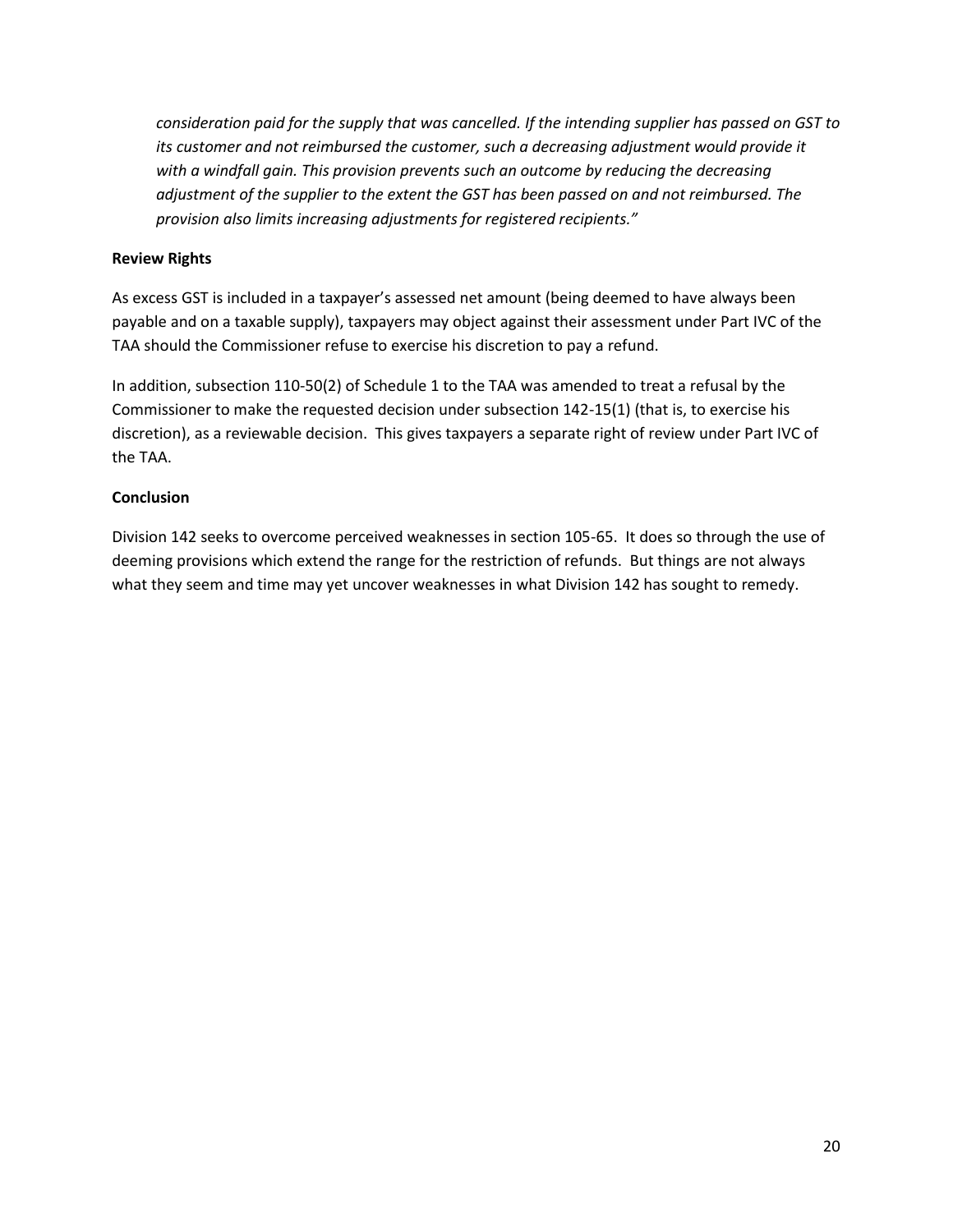*consideration paid for the supply that was cancelled. If the intending supplier has passed on GST to its customer and not reimbursed the customer, such a decreasing adjustment would provide it with a windfall gain. This provision prevents such an outcome by reducing the decreasing adjustment of the supplier to the extent the GST has been passed on and not reimbursed. The provision also limits increasing adjustments for registered recipients."*

**Review Rights**

As excess GST is included in a taxpayer's assessed net amount (being deemed to have always been payable and on a taxable supply), taxpayers may object against their assessment under Part IVC of the TAA should the Commissioner refuse to exercise his discretion to pay a refund.

In addition, subsection 110-50(2) of Schedule 1 to the TAA was amended to treat a refusal by the Commissioner to make the requested decision under subsection 142-15(1) (that is, to exercise his discretion), as a reviewable decision. This gives taxpayers a separate right of review under Part IVC of the TAA.

**Conclusion**

Division 142 seeks to overcome perceived weaknesses in section 105-65. It does so through the use of deeming provisions which extend the range for the restriction of refunds. But things are not always what they seem and time may yet uncover weaknesses in what Division 142 has sought to remedy.